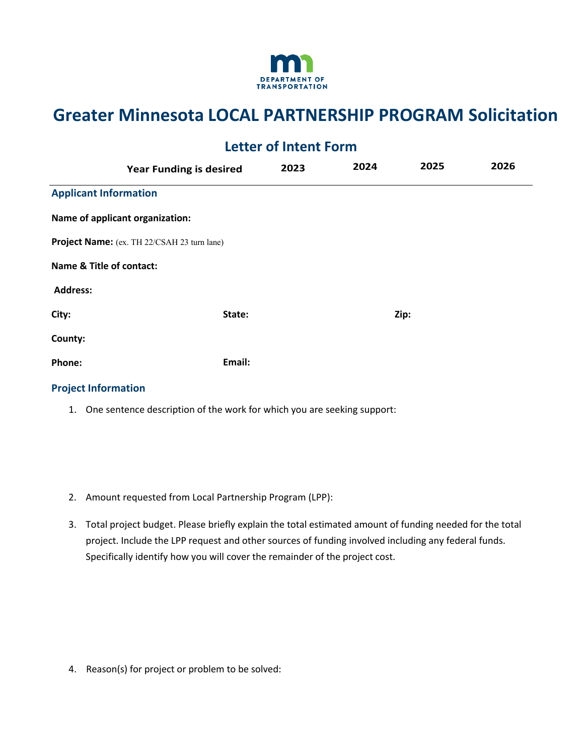DEPARTMENT OF TRANSPORTATION

# Greater Minnesota LOCAL PARTNERSHIP PROGRAM Solicitation

## Letter of Intent Form

| Year Funding is desired | 2023 | 2024 | 2025 | 2026 |
|---|---|---|---|---|

### Applicant Information

**Name of applicant organization:**

**Project Name:** (ex. TH 22/CSAH 23 turn lane)

**Name & Title of contact:**

**Address:**

**City:** **State:** **Zip:**

**County:**

**Phone:** **Email:**

### Project Information

1. One sentence description of the work for which you are seeking support:

2. Amount requested from Local Partnership Program (LPP):

3. Total project budget. Please briefly explain the total estimated amount of funding needed for the total project. Include the LPP request and other sources of funding involved including any federal funds. Specifically identify how you will cover the remainder of the project cost.

4. Reason(s) for project or problem to be solved: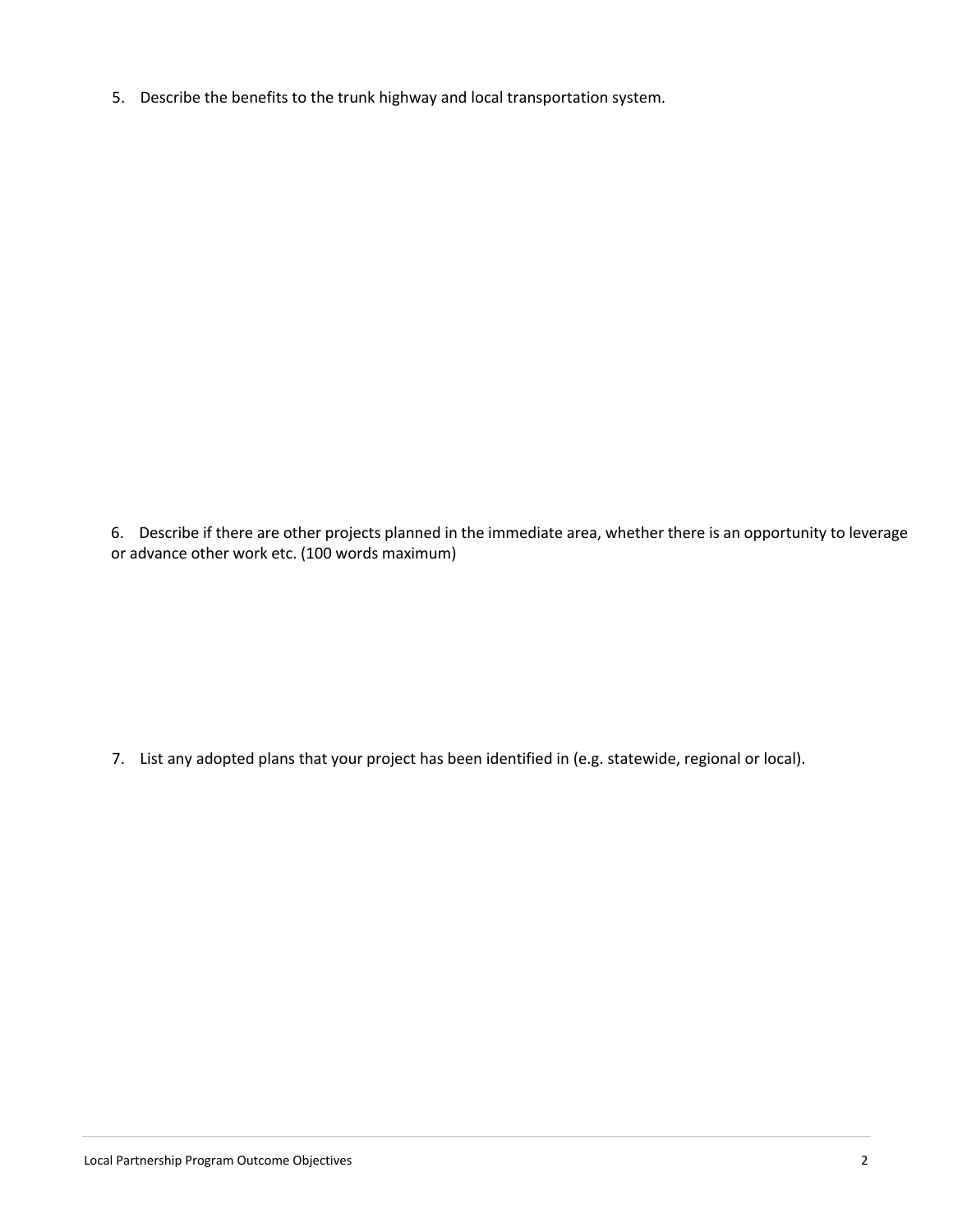5. Describe the benefits to the trunk highway and local transportation system.

6. Describe if there are other projects planned in the immediate area, whether there is an opportunity to leverage or advance other work etc. (100 words maximum)

7. List any adopted plans that your project has been identified in (e.g. statewide, regional or local).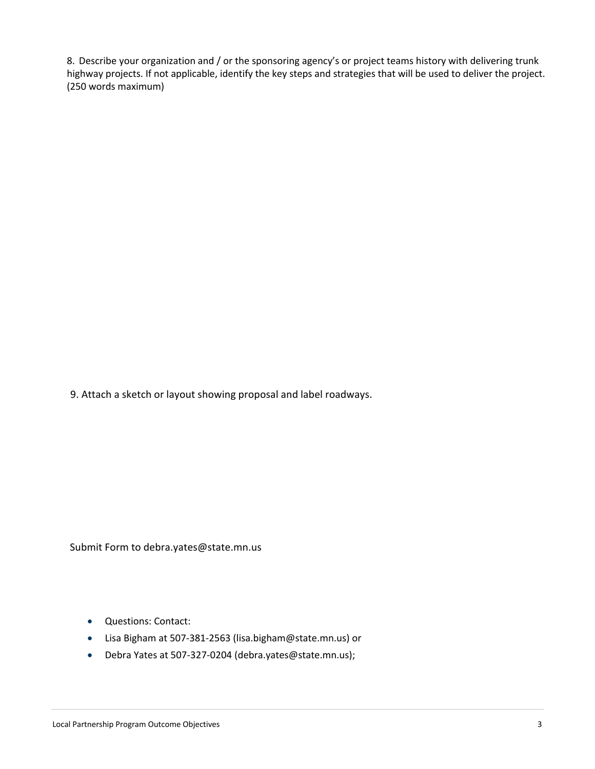8. Describe your organization and / or the sponsoring agency's or project teams history with delivering trunk highway projects. If not applicable, identify the key steps and strategies that will be used to deliver the project. (250 words maximum)

9. Attach a sketch or layout showing proposal and label roadways.

Submit Form to debra.yates@state.mn.us

- Questions: Contact:
- Lisa Bigham at 507-381-2563 (lisa.bigham@state.mn.us) or
- Debra Yates at 507-327-0204 (debra.yates@state.mn.us);